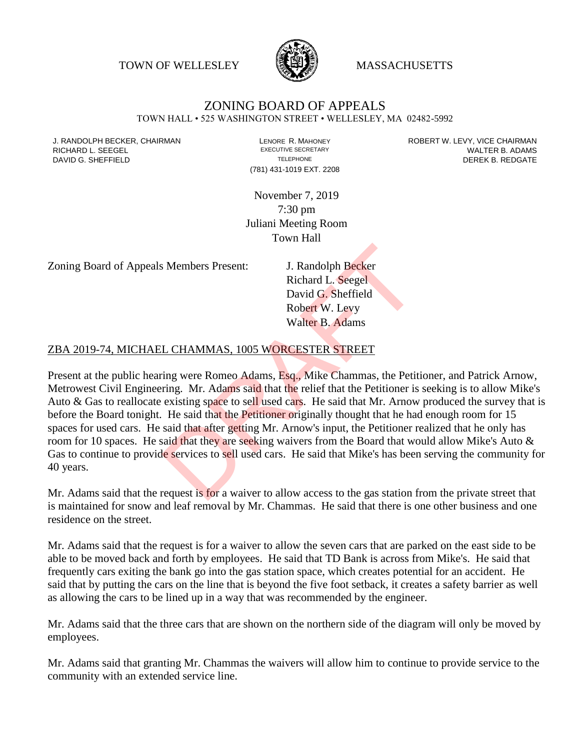TOWN OF WELLESLEY MASSACHUSETTS

# ZONING BOARD OF APPEALS

TOWN HALL • 525 WASHINGTON STREET • WELLESLEY, MA 02482-5992

J. RANDOLPH BECKER, CHAIRMAN
RICHARD L. SEEGEL
DAVID G. SHEFFIELD

LENORE R. MAHONEY
EXECUTIVE SECRETARY
TELEPHONE
(781) 431-1019 EXT. 2208

ROBERT W. LEVY, VICE CHAIRMAN
WALTER B. ADAMS
DEREK B. REDGATE

November 7, 2019
7:30 pm
Juliani Meeting Room
Town Hall

Zoning Board of Appeals Members Present:
J. Randolph Becker
Richard L. Seegel
David G. Sheffield
Robert W. Levy
Walter B. Adams

## ZBA 2019-74, MICHAEL CHAMMAS, 1005 WORCESTER STREET

Present at the public hearing were Romeo Adams, Esq., Mike Chammas, the Petitioner, and Patrick Arnow, Metrowest Civil Engineering. Mr. Adams said that the relief that the Petitioner is seeking is to allow Mike's Auto & Gas to reallocate existing space to sell used cars. He said that Mr. Arnow produced the survey that is before the Board tonight. He said that the Petitioner originally thought that he had enough room for 15 spaces for used cars. He said that after getting Mr. Arnow's input, the Petitioner realized that he only has room for 10 spaces. He said that they are seeking waivers from the Board that would allow Mike's Auto & Gas to continue to provide services to sell used cars. He said that Mike's has been serving the community for 40 years.

Mr. Adams said that the request is for a waiver to allow access to the gas station from the private street that is maintained for snow and leaf removal by Mr. Chammas. He said that there is one other business and one residence on the street.

Mr. Adams said that the request is for a waiver to allow the seven cars that are parked on the east side to be able to be moved back and forth by employees. He said that TD Bank is across from Mike's. He said that frequently cars exiting the bank go into the gas station space, which creates potential for an accident. He said that by putting the cars on the line that is beyond the five foot setback, it creates a safety barrier as well as allowing the cars to be lined up in a way that was recommended by the engineer.

Mr. Adams said that the three cars that are shown on the northern side of the diagram will only be moved by employees.

Mr. Adams said that granting Mr. Chammas the waivers will allow him to continue to provide service to the community with an extended service line.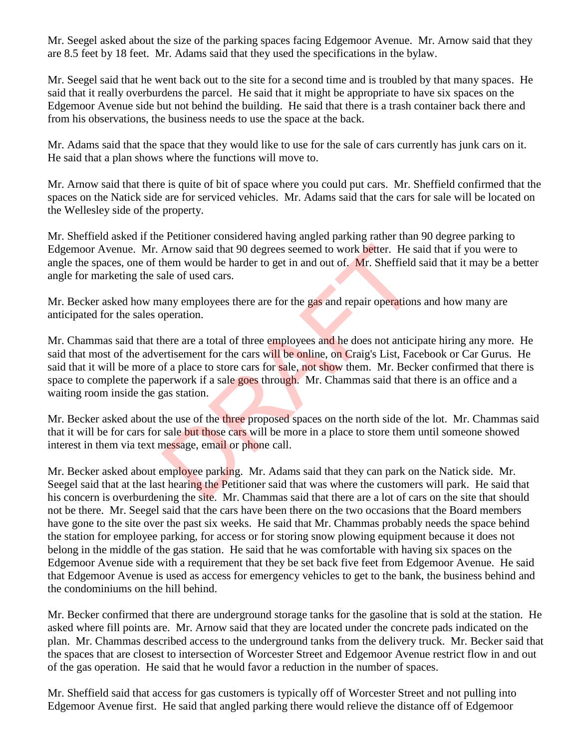Mr. Seegel asked about the size of the parking spaces facing Edgemoor Avenue. Mr. Arnow said that they are 8.5 feet by 18 feet. Mr. Adams said that they used the specifications in the bylaw.

Mr. Seegel said that he went back out to the site for a second time and is troubled by that many spaces. He said that it really overburdens the parcel. He said that it might be appropriate to have six spaces on the Edgemoor Avenue side but not behind the building. He said that there is a trash container back there and from his observations, the business needs to use the space at the back.

Mr. Adams said that the space that they would like to use for the sale of cars currently has junk cars on it. He said that a plan shows where the functions will move to.

Mr. Arnow said that there is quite of bit of space where you could put cars. Mr. Sheffield confirmed that the spaces on the Natick side are for serviced vehicles. Mr. Adams said that the cars for sale will be located on the Wellesley side of the property.

Mr. Sheffield asked if the Petitioner considered having angled parking rather than 90 degree parking to Edgemoor Avenue. Mr. Arnow said that 90 degrees seemed to work better. He said that if you were to angle the spaces, one of them would be harder to get in and out of. Mr. Sheffield said that it may be a better angle for marketing the sale of used cars.

Mr. Becker asked how many employees there are for the gas and repair operations and how many are anticipated for the sales operation.

Mr. Chammas said that there are a total of three employees and he does not anticipate hiring any more. He said that most of the advertisement for the cars will be online, on Craig's List, Facebook or Car Gurus. He said that it will be more of a place to store cars for sale, not show them. Mr. Becker confirmed that there is space to complete the paperwork if a sale goes through. Mr. Chammas said that there is an office and a waiting room inside the gas station.

Mr. Becker asked about the use of the three proposed spaces on the north side of the lot. Mr. Chammas said that it will be for cars for sale but those cars will be more in a place to store them until someone showed interest in them via text message, email or phone call.

Mr. Becker asked about employee parking. Mr. Adams said that they can park on the Natick side. Mr. Seegel said that at the last hearing the Petitioner said that was where the customers will park. He said that his concern is overburdening the site. Mr. Chammas said that there are a lot of cars on the site that should not be there. Mr. Seegel said that the cars have been there on the two occasions that the Board members have gone to the site over the past six weeks. He said that Mr. Chammas probably needs the space behind the station for employee parking, for access or for storing snow plowing equipment because it does not belong in the middle of the gas station. He said that he was comfortable with having six spaces on the Edgemoor Avenue side with a requirement that they be set back five feet from Edgemoor Avenue. He said that Edgemoor Avenue is used as access for emergency vehicles to get to the bank, the business behind and the condominiums on the hill behind.

Mr. Becker confirmed that there are underground storage tanks for the gasoline that is sold at the station. He asked where fill points are. Mr. Arnow said that they are located under the concrete pads indicated on the plan. Mr. Chammas described access to the underground tanks from the delivery truck. Mr. Becker said that the spaces that are closest to intersection of Worcester Street and Edgemoor Avenue restrict flow in and out of the gas operation. He said that he would favor a reduction in the number of spaces.

Mr. Sheffield said that access for gas customers is typically off of Worcester Street and not pulling into Edgemoor Avenue first. He said that angled parking there would relieve the distance off of Edgemoor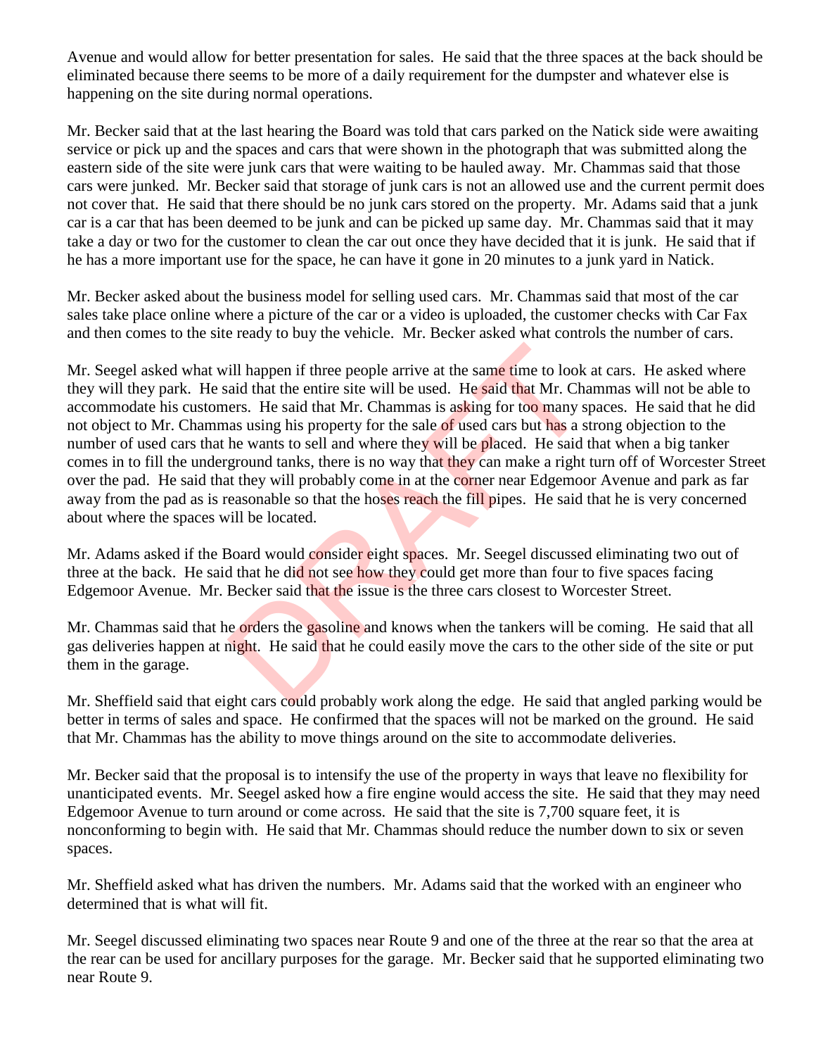Avenue and would allow for better presentation for sales. He said that the three spaces at the back should be eliminated because there seems to be more of a daily requirement for the dumpster and whatever else is happening on the site during normal operations.

Mr. Becker said that at the last hearing the Board was told that cars parked on the Natick side were awaiting service or pick up and the spaces and cars that were shown in the photograph that was submitted along the eastern side of the site were junk cars that were waiting to be hauled away. Mr. Chammas said that those cars were junked. Mr. Becker said that storage of junk cars is not an allowed use and the current permit does not cover that. He said that there should be no junk cars stored on the property. Mr. Adams said that a junk car is a car that has been deemed to be junk and can be picked up same day. Mr. Chammas said that it may take a day or two for the customer to clean the car out once they have decided that it is junk. He said that if he has a more important use for the space, he can have it gone in 20 minutes to a junk yard in Natick.

Mr. Becker asked about the business model for selling used cars. Mr. Chammas said that most of the car sales take place online where a picture of the car or a video is uploaded, the customer checks with Car Fax and then comes to the site ready to buy the vehicle. Mr. Becker asked what controls the number of cars.

Mr. Seegel asked what will happen if three people arrive at the same time to look at cars. He asked where they will they park. He said that the entire site will be used. He said that Mr. Chammas will not be able to accommodate his customers. He said that Mr. Chammas is asking for too many spaces. He said that he did not object to Mr. Chammas using his property for the sale of used cars but has a strong objection to the number of used cars that he wants to sell and where they will be placed. He said that when a big tanker comes in to fill the underground tanks, there is no way that they can make a right turn off of Worcester Street over the pad. He said that they will probably come in at the corner near Edgemoor Avenue and park as far away from the pad as is reasonable so that the hoses reach the fill pipes. He said that he is very concerned about where the spaces will be located.

Mr. Adams asked if the Board would consider eight spaces. Mr. Seegel discussed eliminating two out of three at the back. He said that he did not see how they could get more than four to five spaces facing Edgemoor Avenue. Mr. Becker said that the issue is the three cars closest to Worcester Street.

Mr. Chammas said that he orders the gasoline and knows when the tankers will be coming. He said that all gas deliveries happen at night. He said that he could easily move the cars to the other side of the site or put them in the garage.

Mr. Sheffield said that eight cars could probably work along the edge. He said that angled parking would be better in terms of sales and space. He confirmed that the spaces will not be marked on the ground. He said that Mr. Chammas has the ability to move things around on the site to accommodate deliveries.

Mr. Becker said that the proposal is to intensify the use of the property in ways that leave no flexibility for unanticipated events. Mr. Seegel asked how a fire engine would access the site. He said that they may need Edgemoor Avenue to turn around or come across. He said that the site is 7,700 square feet, it is nonconforming to begin with. He said that Mr. Chammas should reduce the number down to six or seven spaces.

Mr. Sheffield asked what has driven the numbers. Mr. Adams said that the worked with an engineer who determined that is what will fit.

Mr. Seegel discussed eliminating two spaces near Route 9 and one of the three at the rear so that the area at the rear can be used for ancillary purposes for the garage. Mr. Becker said that he supported eliminating two near Route 9.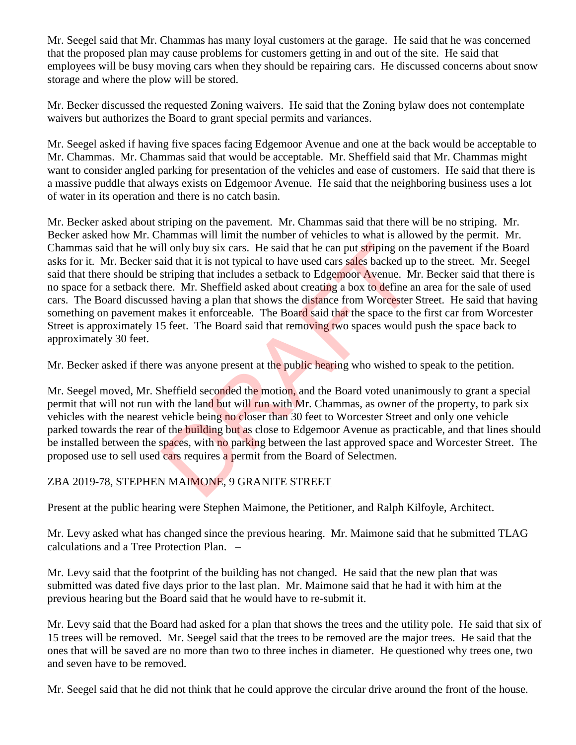Mr. Seegel said that Mr. Chammas has many loyal customers at the garage. He said that he was concerned that the proposed plan may cause problems for customers getting in and out of the site. He said that employees will be busy moving cars when they should be repairing cars. He discussed concerns about snow storage and where the plow will be stored.

Mr. Becker discussed the requested Zoning waivers. He said that the Zoning bylaw does not contemplate waivers but authorizes the Board to grant special permits and variances.

Mr. Seegel asked if having five spaces facing Edgemoor Avenue and one at the back would be acceptable to Mr. Chammas. Mr. Chammas said that would be acceptable. Mr. Sheffield said that Mr. Chammas might want to consider angled parking for presentation of the vehicles and ease of customers. He said that there is a massive puddle that always exists on Edgemoor Avenue. He said that the neighboring business uses a lot of water in its operation and there is no catch basin.

Mr. Becker asked about striping on the pavement. Mr. Chammas said that there will be no striping. Mr. Becker asked how Mr. Chammas will limit the number of vehicles to what is allowed by the permit. Mr. Chammas said that he will only buy six cars. He said that he can put striping on the pavement if the Board asks for it. Mr. Becker said that it is not typical to have used cars sales backed up to the street. Mr. Seegel said that there should be striping that includes a setback to Edgemoor Avenue. Mr. Becker said that there is no space for a setback there. Mr. Sheffield asked about creating a box to define an area for the sale of used cars. The Board discussed having a plan that shows the distance from Worcester Street. He said that having something on pavement makes it enforceable. The Board said that the space to the first car from Worcester Street is approximately 15 feet. The Board said that removing two spaces would push the space back to approximately 30 feet.

Mr. Becker asked if there was anyone present at the public hearing who wished to speak to the petition.

Mr. Seegel moved, Mr. Sheffield seconded the motion, and the Board voted unanimously to grant a special permit that will not run with the land but will run with Mr. Chammas, as owner of the property, to park six vehicles with the nearest vehicle being no closer than 30 feet to Worcester Street and only one vehicle parked towards the rear of the building but as close to Edgemoor Avenue as practicable, and that lines should be installed between the spaces, with no parking between the last approved space and Worcester Street. The proposed use to sell used cars requires a permit from the Board of Selectmen.

## ZBA 2019-78, STEPHEN MAIMONE, 9 GRANITE STREET

Present at the public hearing were Stephen Maimone, the Petitioner, and Ralph Kilfoyle, Architect.

Mr. Levy asked what has changed since the previous hearing. Mr. Maimone said that he submitted TLAG calculations and a Tree Protection Plan. –

Mr. Levy said that the footprint of the building has not changed. He said that the new plan that was submitted was dated five days prior to the last plan. Mr. Maimone said that he had it with him at the previous hearing but the Board said that he would have to re-submit it.

Mr. Levy said that the Board had asked for a plan that shows the trees and the utility pole. He said that six of 15 trees will be removed. Mr. Seegel said that the trees to be removed are the major trees. He said that the ones that will be saved are no more than two to three inches in diameter. He questioned why trees one, two and seven have to be removed.

Mr. Seegel said that he did not think that he could approve the circular drive around the front of the house.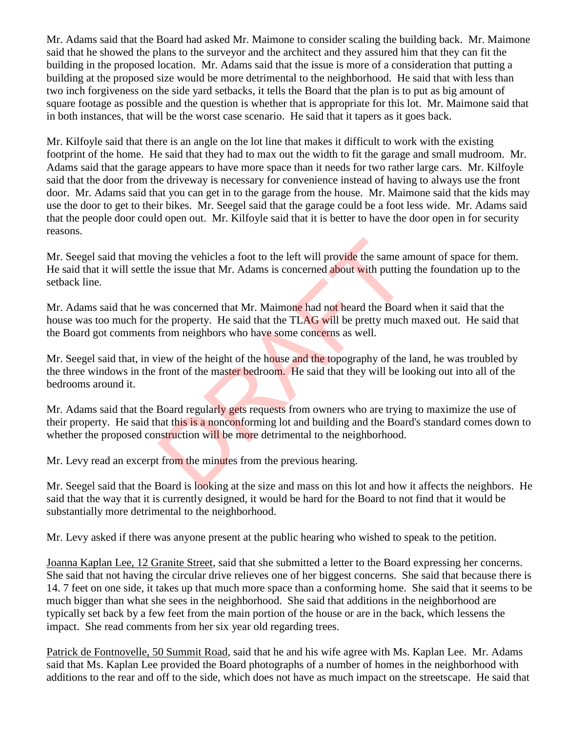Mr. Adams said that the Board had asked Mr. Maimone to consider scaling the building back. Mr. Maimone said that he showed the plans to the surveyor and the architect and they assured him that they can fit the building in the proposed location. Mr. Adams said that the issue is more of a consideration that putting a building at the proposed size would be more detrimental to the neighborhood. He said that with less than two inch forgiveness on the side yard setbacks, it tells the Board that the plan is to put as big amount of square footage as possible and the question is whether that is appropriate for this lot. Mr. Maimone said that in both instances, that will be the worst case scenario. He said that it tapers as it goes back.

Mr. Kilfoyle said that there is an angle on the lot line that makes it difficult to work with the existing footprint of the home. He said that they had to max out the width to fit the garage and small mudroom. Mr. Adams said that the garage appears to have more space than it needs for two rather large cars. Mr. Kilfoyle said that the door from the driveway is necessary for convenience instead of having to always use the front door. Mr. Adams said that you can get in to the garage from the house. Mr. Maimone said that the kids may use the door to get to their bikes. Mr. Seegel said that the garage could be a foot less wide. Mr. Adams said that the people door could open out. Mr. Kilfoyle said that it is better to have the door open in for security reasons.

Mr. Seegel said that moving the vehicles a foot to the left will provide the same amount of space for them. He said that it will settle the issue that Mr. Adams is concerned about with putting the foundation up to the setback line.

Mr. Adams said that he was concerned that Mr. Maimone had not heard the Board when it said that the house was too much for the property. He said that the TLAG will be pretty much maxed out. He said that the Board got comments from neighbors who have some concerns as well.

Mr. Seegel said that, in view of the height of the house and the topography of the land, he was troubled by the three windows in the front of the master bedroom. He said that they will be looking out into all of the bedrooms around it.

Mr. Adams said that the Board regularly gets requests from owners who are trying to maximize the use of their property. He said that this is a nonconforming lot and building and the Board's standard comes down to whether the proposed construction will be more detrimental to the neighborhood.

Mr. Levy read an excerpt from the minutes from the previous hearing.

Mr. Seegel said that the Board is looking at the size and mass on this lot and how it affects the neighbors. He said that the way that it is currently designed, it would be hard for the Board to not find that it would be substantially more detrimental to the neighborhood.

Mr. Levy asked if there was anyone present at the public hearing who wished to speak to the petition.

Joanna Kaplan Lee, 12 Granite Street, said that she submitted a letter to the Board expressing her concerns. She said that not having the circular drive relieves one of her biggest concerns. She said that because there is 14. 7 feet on one side, it takes up that much more space than a conforming home. She said that it seems to be much bigger than what she sees in the neighborhood. She said that additions in the neighborhood are typically set back by a few feet from the main portion of the house or are in the back, which lessens the impact. She read comments from her six year old regarding trees.

Patrick de Fontnovelle, 50 Summit Road, said that he and his wife agree with Ms. Kaplan Lee. Mr. Adams said that Ms. Kaplan Lee provided the Board photographs of a number of homes in the neighborhood with additions to the rear and off to the side, which does not have as much impact on the streetscape. He said that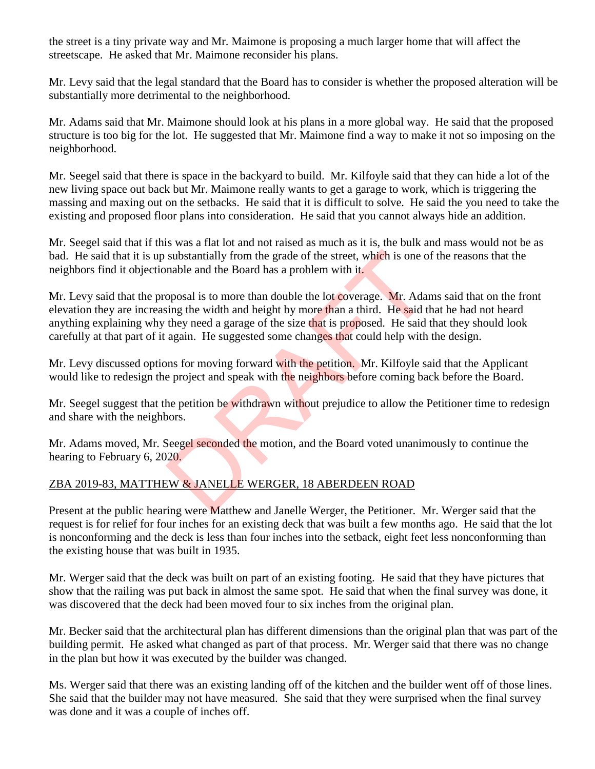the street is a tiny private way and Mr. Maimone is proposing a much larger home that will affect the streetscape. He asked that Mr. Maimone reconsider his plans.

Mr. Levy said that the legal standard that the Board has to consider is whether the proposed alteration will be substantially more detrimental to the neighborhood.

Mr. Adams said that Mr. Maimone should look at his plans in a more global way. He said that the proposed structure is too big for the lot. He suggested that Mr. Maimone find a way to make it not so imposing on the neighborhood.

Mr. Seegel said that there is space in the backyard to build. Mr. Kilfoyle said that they can hide a lot of the new living space out back but Mr. Maimone really wants to get a garage to work, which is triggering the massing and maxing out on the setbacks. He said that it is difficult to solve. He said the you need to take the existing and proposed floor plans into consideration. He said that you cannot always hide an addition.

Mr. Seegel said that if this was a flat lot and not raised as much as it is, the bulk and mass would not be as bad. He said that it is up substantially from the grade of the street, which is one of the reasons that the neighbors find it objectionable and the Board has a problem with it.

Mr. Levy said that the proposal is to more than double the lot coverage. Mr. Adams said that on the front elevation they are increasing the width and height by more than a third. He said that he had not heard anything explaining why they need a garage of the size that is proposed. He said that they should look carefully at that part of it again. He suggested some changes that could help with the design.

Mr. Levy discussed options for moving forward with the petition. Mr. Kilfoyle said that the Applicant would like to redesign the project and speak with the neighbors before coming back before the Board.

Mr. Seegel suggest that the petition be withdrawn without prejudice to allow the Petitioner time to redesign and share with the neighbors.

Mr. Adams moved, Mr. Seegel seconded the motion, and the Board voted unanimously to continue the hearing to February 6, 2020.

ZBA 2019-83, MATTHEW & JANELLE WERGER, 18 ABERDEEN ROAD

Present at the public hearing were Matthew and Janelle Werger, the Petitioner. Mr. Werger said that the request is for relief for four inches for an existing deck that was built a few months ago. He said that the lot is nonconforming and the deck is less than four inches into the setback, eight feet less nonconforming than the existing house that was built in 1935.

Mr. Werger said that the deck was built on part of an existing footing. He said that they have pictures that show that the railing was put back in almost the same spot. He said that when the final survey was done, it was discovered that the deck had been moved four to six inches from the original plan.

Mr. Becker said that the architectural plan has different dimensions than the original plan that was part of the building permit. He asked what changed as part of that process. Mr. Werger said that there was no change in the plan but how it was executed by the builder was changed.

Ms. Werger said that there was an existing landing off of the kitchen and the builder went off of those lines. She said that the builder may not have measured. She said that they were surprised when the final survey was done and it was a couple of inches off.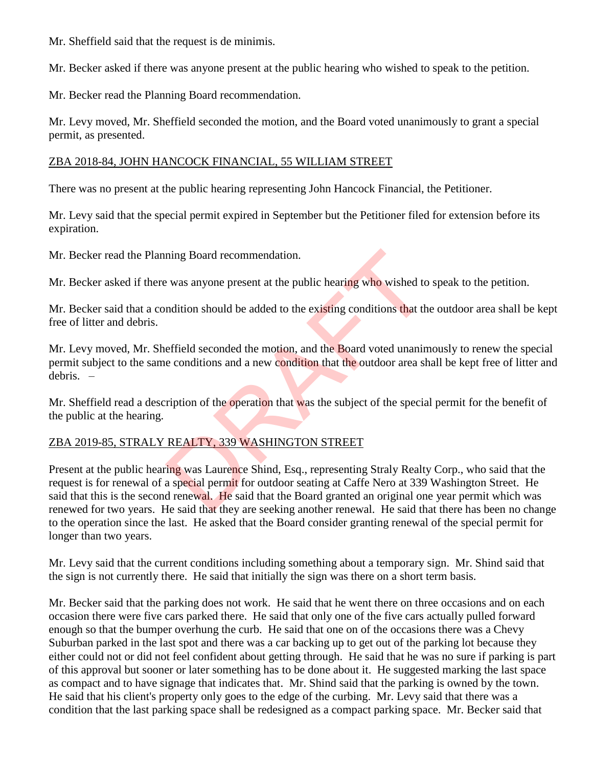Mr. Sheffield said that the request is de minimis.

Mr. Becker asked if there was anyone present at the public hearing who wished to speak to the petition.

Mr. Becker read the Planning Board recommendation.

Mr. Levy moved, Mr. Sheffield seconded the motion, and the Board voted unanimously to grant a special permit, as presented.

ZBA 2018-84, JOHN HANCOCK FINANCIAL, 55 WILLIAM STREET

There was no present at the public hearing representing John Hancock Financial, the Petitioner.

Mr. Levy said that the special permit expired in September but the Petitioner filed for extension before its expiration.

Mr. Becker read the Planning Board recommendation.

Mr. Becker asked if there was anyone present at the public hearing who wished to speak to the petition.

Mr. Becker said that a condition should be added to the existing conditions that the outdoor area shall be kept free of litter and debris.

Mr. Levy moved, Mr. Sheffield seconded the motion, and the Board voted unanimously to renew the special permit subject to the same conditions and a new condition that the outdoor area shall be kept free of litter and debris. –

Mr. Sheffield read a description of the operation that was the subject of the special permit for the benefit of the public at the hearing.

ZBA 2019-85, STRALY REALTY, 339 WASHINGTON STREET

Present at the public hearing was Laurence Shind, Esq., representing Straly Realty Corp., who said that the request is for renewal of a special permit for outdoor seating at Caffe Nero at 339 Washington Street. He said that this is the second renewal. He said that the Board granted an original one year permit which was renewed for two years. He said that they are seeking another renewal. He said that there has been no change to the operation since the last. He asked that the Board consider granting renewal of the special permit for longer than two years.

Mr. Levy said that the current conditions including something about a temporary sign. Mr. Shind said that the sign is not currently there. He said that initially the sign was there on a short term basis.

Mr. Becker said that the parking does not work. He said that he went there on three occasions and on each occasion there were five cars parked there. He said that only one of the five cars actually pulled forward enough so that the bumper overhung the curb. He said that one on of the occasions there was a Chevy Suburban parked in the last spot and there was a car backing up to get out of the parking lot because they either could not or did not feel confident about getting through. He said that he was no sure if parking is part of this approval but sooner or later something has to be done about it. He suggested marking the last space as compact and to have signage that indicates that. Mr. Shind said that the parking is owned by the town. He said that his client's property only goes to the edge of the curbing. Mr. Levy said that there was a condition that the last parking space shall be redesigned as a compact parking space. Mr. Becker said that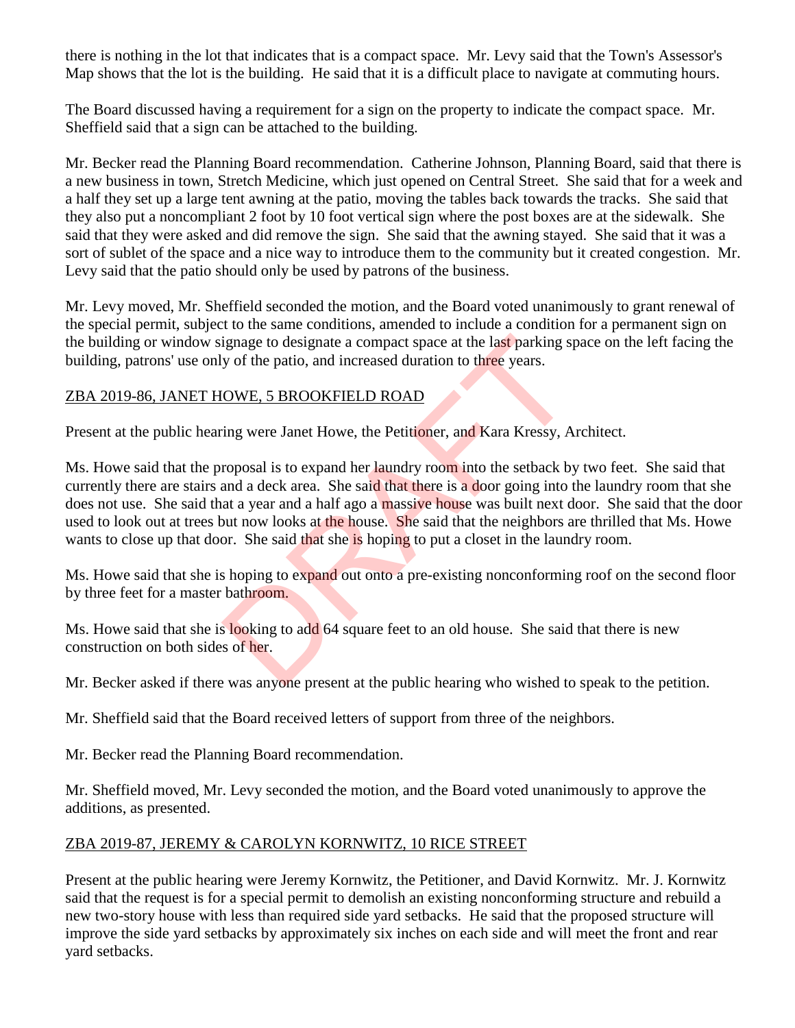there is nothing in the lot that indicates that is a compact space. Mr. Levy said that the Town's Assessor's Map shows that the lot is the building. He said that it is a difficult place to navigate at commuting hours.

The Board discussed having a requirement for a sign on the property to indicate the compact space. Mr. Sheffield said that a sign can be attached to the building.

Mr. Becker read the Planning Board recommendation. Catherine Johnson, Planning Board, said that there is a new business in town, Stretch Medicine, which just opened on Central Street. She said that for a week and a half they set up a large tent awning at the patio, moving the tables back towards the tracks. She said that they also put a noncompliant 2 foot by 10 foot vertical sign where the post boxes are at the sidewalk. She said that they were asked and did remove the sign. She said that the awning stayed. She said that it was a sort of sublet of the space and a nice way to introduce them to the community but it created congestion. Mr. Levy said that the patio should only be used by patrons of the business.

Mr. Levy moved, Mr. Sheffield seconded the motion, and the Board voted unanimously to grant renewal of the special permit, subject to the same conditions, amended to include a condition for a permanent sign on the building or window signage to designate a compact space at the last parking space on the left facing the building, patrons' use only of the patio, and increased duration to three years.

## ZBA 2019-86, JANET HOWE, 5 BROOKFIELD ROAD

Present at the public hearing were Janet Howe, the Petitioner, and Kara Kressy, Architect.

Ms. Howe said that the proposal is to expand her laundry room into the setback by two feet. She said that currently there are stairs and a deck area. She said that there is a door going into the laundry room that she does not use. She said that a year and a half ago a massive house was built next door. She said that the door used to look out at trees but now looks at the house. She said that the neighbors are thrilled that Ms. Howe wants to close up that door. She said that she is hoping to put a closet in the laundry room.

Ms. Howe said that she is hoping to expand out onto a pre-existing nonconforming roof on the second floor by three feet for a master bathroom.

Ms. Howe said that she is looking to add 64 square feet to an old house. She said that there is new construction on both sides of her.

Mr. Becker asked if there was anyone present at the public hearing who wished to speak to the petition.

Mr. Sheffield said that the Board received letters of support from three of the neighbors.

Mr. Becker read the Planning Board recommendation.

Mr. Sheffield moved, Mr. Levy seconded the motion, and the Board voted unanimously to approve the additions, as presented.

## ZBA 2019-87, JEREMY & CAROLYN KORNWITZ, 10 RICE STREET

Present at the public hearing were Jeremy Kornwitz, the Petitioner, and David Kornwitz. Mr. J. Kornwitz said that the request is for a special permit to demolish an existing nonconforming structure and rebuild a new two-story house with less than required side yard setbacks. He said that the proposed structure will improve the side yard setbacks by approximately six inches on each side and will meet the front and rear yard setbacks.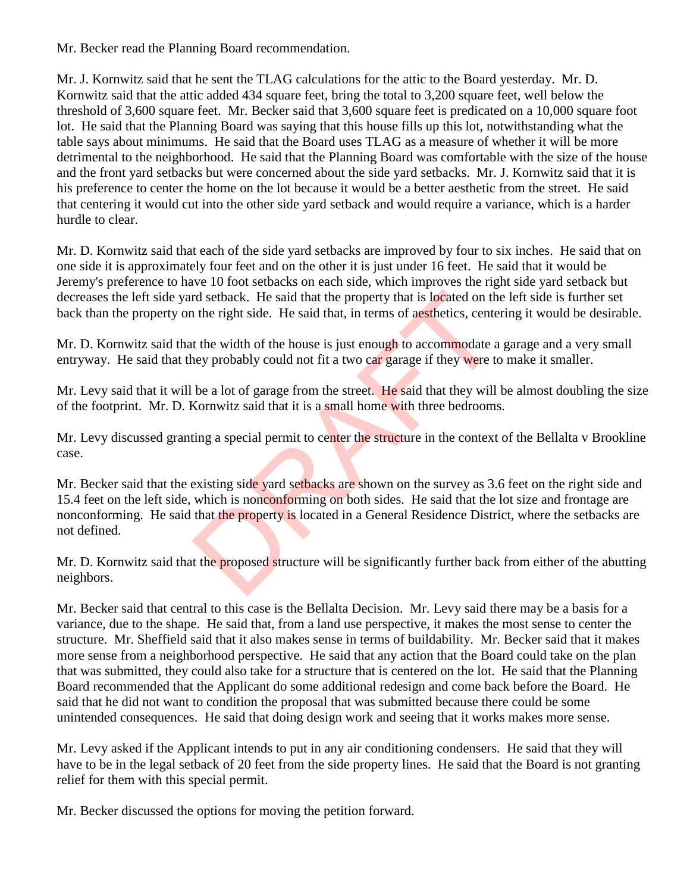Mr. Becker read the Planning Board recommendation.

Mr. J. Kornwitz said that he sent the TLAG calculations for the attic to the Board yesterday. Mr. D. Kornwitz said that the attic added 434 square feet, bring the total to 3,200 square feet, well below the threshold of 3,600 square feet. Mr. Becker said that 3,600 square feet is predicated on a 10,000 square foot lot. He said that the Planning Board was saying that this house fills up this lot, notwithstanding what the table says about minimums. He said that the Board uses TLAG as a measure of whether it will be more detrimental to the neighborhood. He said that the Planning Board was comfortable with the size of the house and the front yard setbacks but were concerned about the side yard setbacks. Mr. J. Kornwitz said that it is his preference to center the home on the lot because it would be a better aesthetic from the street. He said that centering it would cut into the other side yard setback and would require a variance, which is a harder hurdle to clear.

Mr. D. Kornwitz said that each of the side yard setbacks are improved by four to six inches. He said that on one side it is approximately four feet and on the other it is just under 16 feet. He said that it would be Jeremy's preference to have 10 foot setbacks on each side, which improves the right side yard setback but decreases the left side yard setback. He said that the property that is located on the left side is further set back than the property on the right side. He said that, in terms of aesthetics, centering it would be desirable.

Mr. D. Kornwitz said that the width of the house is just enough to accommodate a garage and a very small entryway. He said that they probably could not fit a two car garage if they were to make it smaller.

Mr. Levy said that it will be a lot of garage from the street. He said that they will be almost doubling the size of the footprint. Mr. D. Kornwitz said that it is a small home with three bedrooms.

Mr. Levy discussed granting a special permit to center the structure in the context of the Bellalta v Brookline case.

Mr. Becker said that the existing side yard setbacks are shown on the survey as 3.6 feet on the right side and 15.4 feet on the left side, which is nonconforming on both sides. He said that the lot size and frontage are nonconforming. He said that the property is located in a General Residence District, where the setbacks are not defined.

Mr. D. Kornwitz said that the proposed structure will be significantly further back from either of the abutting neighbors.

Mr. Becker said that central to this case is the Bellalta Decision. Mr. Levy said there may be a basis for a variance, due to the shape. He said that, from a land use perspective, it makes the most sense to center the structure. Mr. Sheffield said that it also makes sense in terms of buildability. Mr. Becker said that it makes more sense from a neighborhood perspective. He said that any action that the Board could take on the plan that was submitted, they could also take for a structure that is centered on the lot. He said that the Planning Board recommended that the Applicant do some additional redesign and come back before the Board. He said that he did not want to condition the proposal that was submitted because there could be some unintended consequences. He said that doing design work and seeing that it works makes more sense.

Mr. Levy asked if the Applicant intends to put in any air conditioning condensers. He said that they will have to be in the legal setback of 20 feet from the side property lines. He said that the Board is not granting relief for them with this special permit.

Mr. Becker discussed the options for moving the petition forward.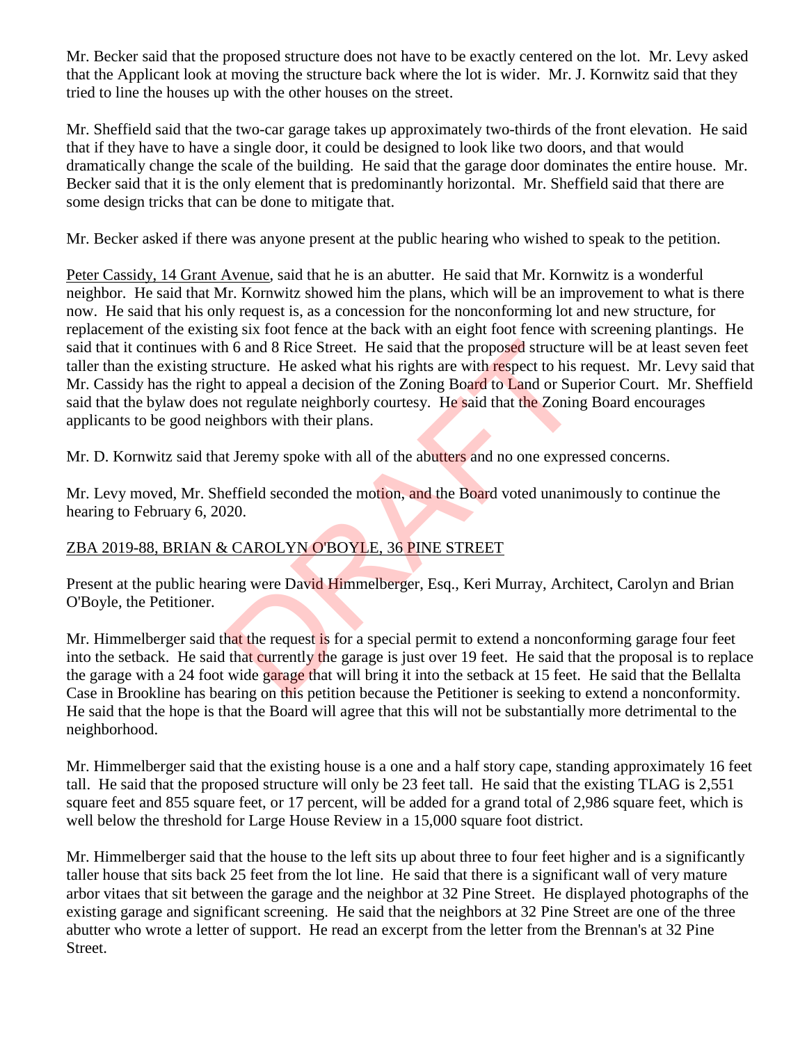Mr. Becker said that the proposed structure does not have to be exactly centered on the lot. Mr. Levy asked that the Applicant look at moving the structure back where the lot is wider. Mr. J. Kornwitz said that they tried to line the houses up with the other houses on the street.

Mr. Sheffield said that the two-car garage takes up approximately two-thirds of the front elevation. He said that if they have to have a single door, it could be designed to look like two doors, and that would dramatically change the scale of the building. He said that the garage door dominates the entire house. Mr. Becker said that it is the only element that is predominantly horizontal. Mr. Sheffield said that there are some design tricks that can be done to mitigate that.

Mr. Becker asked if there was anyone present at the public hearing who wished to speak to the petition.

Peter Cassidy, 14 Grant Avenue, said that he is an abutter. He said that Mr. Kornwitz is a wonderful neighbor. He said that Mr. Kornwitz showed him the plans, which will be an improvement to what is there now. He said that his only request is, as a concession for the nonconforming lot and new structure, for replacement of the existing six foot fence at the back with an eight foot fence with screening plantings. He said that it continues with 6 and 8 Rice Street. He said that the proposed structure will be at least seven feet taller than the existing structure. He asked what his rights are with respect to his request. Mr. Levy said that Mr. Cassidy has the right to appeal a decision of the Zoning Board to Land or Superior Court. Mr. Sheffield said that the bylaw does not regulate neighborly courtesy. He said that the Zoning Board encourages applicants to be good neighbors with their plans.

Mr. D. Kornwitz said that Jeremy spoke with all of the abutters and no one expressed concerns.

Mr. Levy moved, Mr. Sheffield seconded the motion, and the Board voted unanimously to continue the hearing to February 6, 2020.

ZBA 2019-88, BRIAN & CAROLYN O'BOYLE, 36 PINE STREET

Present at the public hearing were David Himmelberger, Esq., Keri Murray, Architect, Carolyn and Brian O'Boyle, the Petitioner.

Mr. Himmelberger said that the request is for a special permit to extend a nonconforming garage four feet into the setback. He said that currently the garage is just over 19 feet. He said that the proposal is to replace the garage with a 24 foot wide garage that will bring it into the setback at 15 feet. He said that the Bellalta Case in Brookline has bearing on this petition because the Petitioner is seeking to extend a nonconformity. He said that the hope is that the Board will agree that this will not be substantially more detrimental to the neighborhood.

Mr. Himmelberger said that the existing house is a one and a half story cape, standing approximately 16 feet tall. He said that the proposed structure will only be 23 feet tall. He said that the existing TLAG is 2,551 square feet and 855 square feet, or 17 percent, will be added for a grand total of 2,986 square feet, which is well below the threshold for Large House Review in a 15,000 square foot district.

Mr. Himmelberger said that the house to the left sits up about three to four feet higher and is a significantly taller house that sits back 25 feet from the lot line. He said that there is a significant wall of very mature arbor vitaes that sit between the garage and the neighbor at 32 Pine Street. He displayed photographs of the existing garage and significant screening. He said that the neighbors at 32 Pine Street are one of the three abutter who wrote a letter of support. He read an excerpt from the letter from the Brennan's at 32 Pine Street.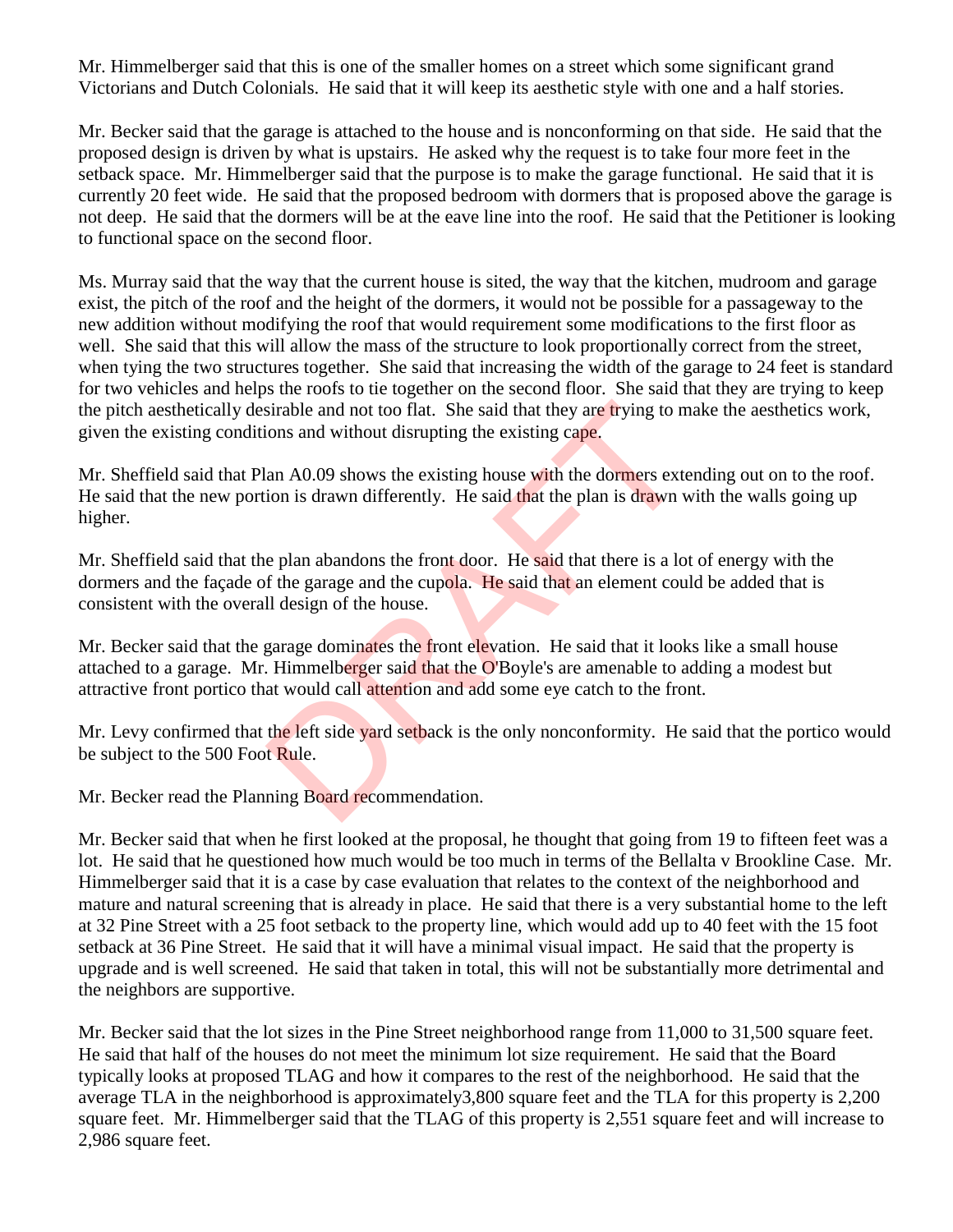Mr. Himmelberger said that this is one of the smaller homes on a street which some significant grand Victorians and Dutch Colonials. He said that it will keep its aesthetic style with one and a half stories.

Mr. Becker said that the garage is attached to the house and is nonconforming on that side. He said that the proposed design is driven by what is upstairs. He asked why the request is to take four more feet in the setback space. Mr. Himmelberger said that the purpose is to make the garage functional. He said that it is currently 20 feet wide. He said that the proposed bedroom with dormers that is proposed above the garage is not deep. He said that the dormers will be at the eave line into the roof. He said that the Petitioner is looking to functional space on the second floor.

Ms. Murray said that the way that the current house is sited, the way that the kitchen, mudroom and garage exist, the pitch of the roof and the height of the dormers, it would not be possible for a passageway to the new addition without modifying the roof that would requirement some modifications to the first floor as well. She said that this will allow the mass of the structure to look proportionally correct from the street, when tying the two structures together. She said that increasing the width of the garage to 24 feet is standard for two vehicles and helps the roofs to tie together on the second floor. She said that they are trying to keep the pitch aesthetically desirable and not too flat. She said that they are trying to make the aesthetics work, given the existing conditions and without disrupting the existing cape.

Mr. Sheffield said that Plan A0.09 shows the existing house with the dormers extending out on to the roof. He said that the new portion is drawn differently. He said that the plan is drawn with the walls going up higher.

Mr. Sheffield said that the plan abandons the front door. He said that there is a lot of energy with the dormers and the façade of the garage and the cupola. He said that an element could be added that is consistent with the overall design of the house.

Mr. Becker said that the garage dominates the front elevation. He said that it looks like a small house attached to a garage. Mr. Himmelberger said that the O'Boyle's are amenable to adding a modest but attractive front portico that would call attention and add some eye catch to the front.

Mr. Levy confirmed that the left side yard setback is the only nonconformity. He said that the portico would be subject to the 500 Foot Rule.

Mr. Becker read the Planning Board recommendation.

Mr. Becker said that when he first looked at the proposal, he thought that going from 19 to fifteen feet was a lot. He said that he questioned how much would be too much in terms of the Bellalta v Brookline Case. Mr. Himmelberger said that it is a case by case evaluation that relates to the context of the neighborhood and mature and natural screening that is already in place. He said that there is a very substantial home to the left at 32 Pine Street with a 25 foot setback to the property line, which would add up to 40 feet with the 15 foot setback at 36 Pine Street. He said that it will have a minimal visual impact. He said that the property is upgrade and is well screened. He said that taken in total, this will not be substantially more detrimental and the neighbors are supportive.

Mr. Becker said that the lot sizes in the Pine Street neighborhood range from 11,000 to 31,500 square feet. He said that half of the houses do not meet the minimum lot size requirement. He said that the Board typically looks at proposed TLAG and how it compares to the rest of the neighborhood. He said that the average TLA in the neighborhood is approximately3,800 square feet and the TLA for this property is 2,200 square feet. Mr. Himmelberger said that the TLAG of this property is 2,551 square feet and will increase to 2,986 square feet.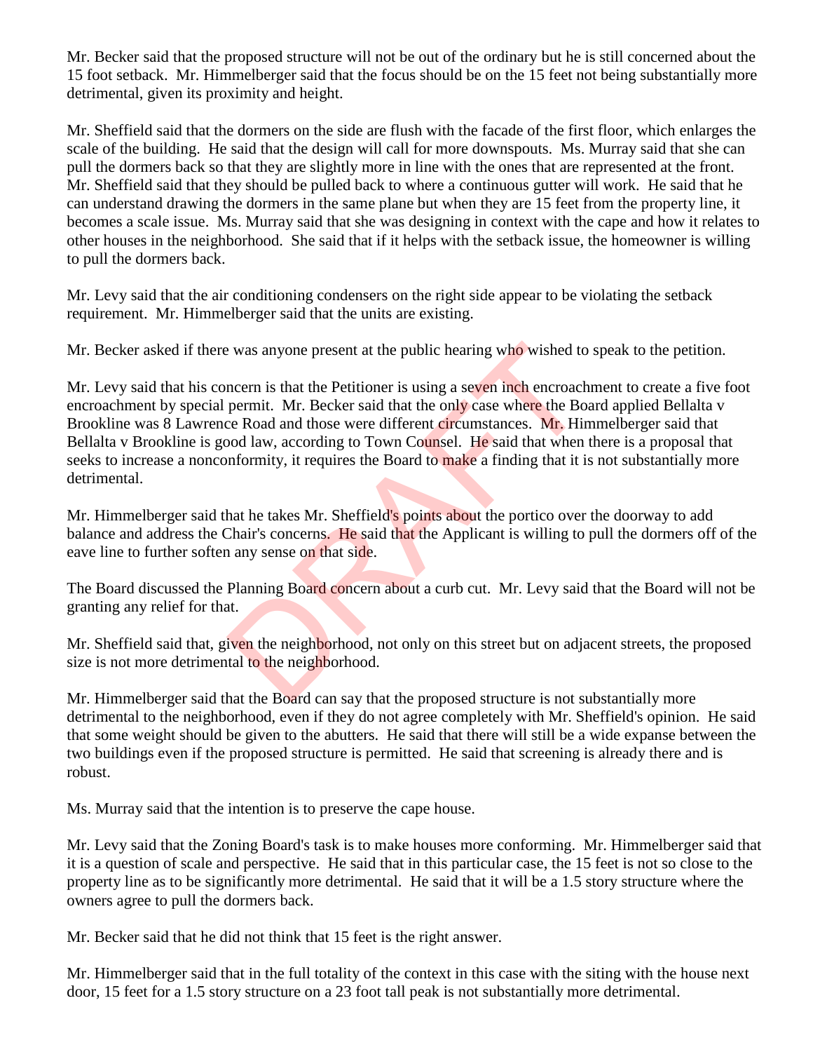Mr. Becker said that the proposed structure will not be out of the ordinary but he is still concerned about the 15 foot setback. Mr. Himmelberger said that the focus should be on the 15 feet not being substantially more detrimental, given its proximity and height.

Mr. Sheffield said that the dormers on the side are flush with the facade of the first floor, which enlarges the scale of the building. He said that the design will call for more downspouts. Ms. Murray said that she can pull the dormers back so that they are slightly more in line with the ones that are represented at the front. Mr. Sheffield said that they should be pulled back to where a continuous gutter will work. He said that he can understand drawing the dormers in the same plane but when they are 15 feet from the property line, it becomes a scale issue. Ms. Murray said that she was designing in context with the cape and how it relates to other houses in the neighborhood. She said that if it helps with the setback issue, the homeowner is willing to pull the dormers back.

Mr. Levy said that the air conditioning condensers on the right side appear to be violating the setback requirement. Mr. Himmelberger said that the units are existing.

Mr. Becker asked if there was anyone present at the public hearing who wished to speak to the petition.

Mr. Levy said that his concern is that the Petitioner is using a seven inch encroachment to create a five foot encroachment by special permit. Mr. Becker said that the only case where the Board applied Bellalta v Brookline was 8 Lawrence Road and those were different circumstances. Mr. Himmelberger said that Bellalta v Brookline is good law, according to Town Counsel. He said that when there is a proposal that seeks to increase a nonconformity, it requires the Board to make a finding that it is not substantially more detrimental.

Mr. Himmelberger said that he takes Mr. Sheffield's points about the portico over the doorway to add balance and address the Chair's concerns. He said that the Applicant is willing to pull the dormers off of the eave line to further soften any sense on that side.

The Board discussed the Planning Board concern about a curb cut. Mr. Levy said that the Board will not be granting any relief for that.

Mr. Sheffield said that, given the neighborhood, not only on this street but on adjacent streets, the proposed size is not more detrimental to the neighborhood.

Mr. Himmelberger said that the Board can say that the proposed structure is not substantially more detrimental to the neighborhood, even if they do not agree completely with Mr. Sheffield's opinion. He said that some weight should be given to the abutters. He said that there will still be a wide expanse between the two buildings even if the proposed structure is permitted. He said that screening is already there and is robust.

Ms. Murray said that the intention is to preserve the cape house.

Mr. Levy said that the Zoning Board's task is to make houses more conforming. Mr. Himmelberger said that it is a question of scale and perspective. He said that in this particular case, the 15 feet is not so close to the property line as to be significantly more detrimental. He said that it will be a 1.5 story structure where the owners agree to pull the dormers back.

Mr. Becker said that he did not think that 15 feet is the right answer.

Mr. Himmelberger said that in the full totality of the context in this case with the siting with the house next door, 15 feet for a 1.5 story structure on a 23 foot tall peak is not substantially more detrimental.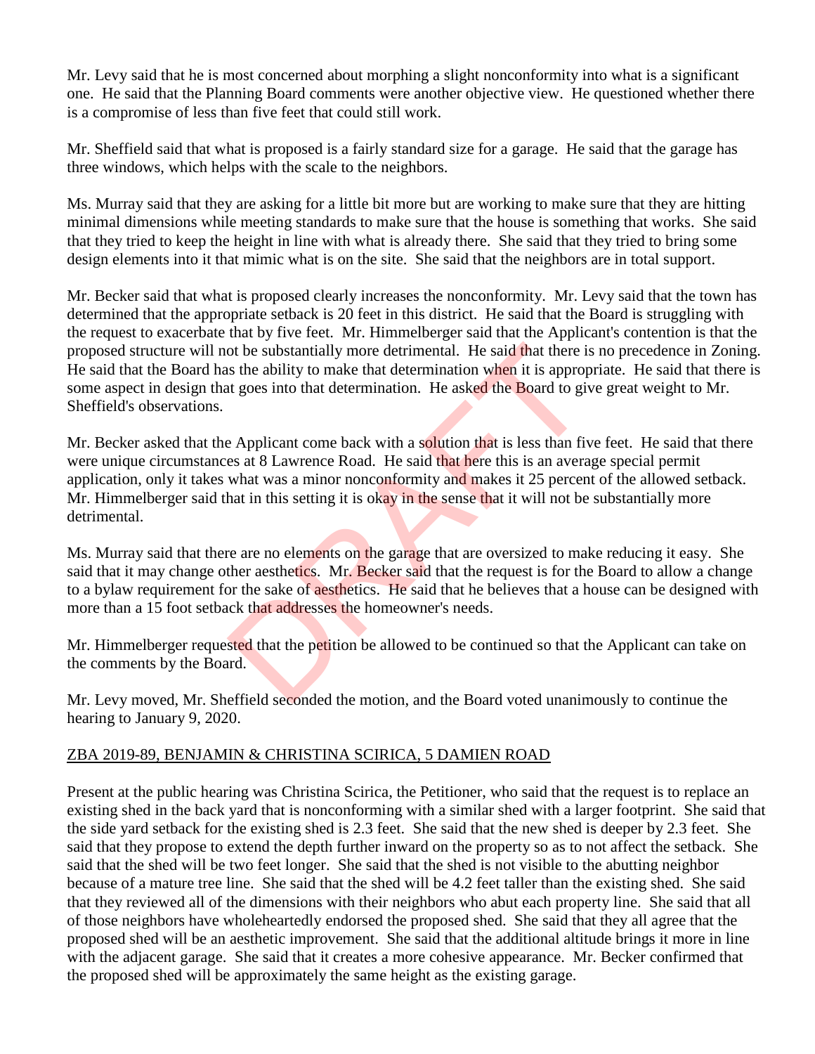Mr. Levy said that he is most concerned about morphing a slight nonconformity into what is a significant one. He said that the Planning Board comments were another objective view. He questioned whether there is a compromise of less than five feet that could still work.

Mr. Sheffield said that what is proposed is a fairly standard size for a garage. He said that the garage has three windows, which helps with the scale to the neighbors.

Ms. Murray said that they are asking for a little bit more but are working to make sure that they are hitting minimal dimensions while meeting standards to make sure that the house is something that works. She said that they tried to keep the height in line with what is already there. She said that they tried to bring some design elements into it that mimic what is on the site. She said that the neighbors are in total support.

Mr. Becker said that what is proposed clearly increases the nonconformity. Mr. Levy said that the town has determined that the appropriate setback is 20 feet in this district. He said that the Board is struggling with the request to exacerbate that by five feet. Mr. Himmelberger said that the Applicant's contention is that the proposed structure will not be substantially more detrimental. He said that there is no precedence in Zoning. He said that the Board has the ability to make that determination when it is appropriate. He said that there is some aspect in design that goes into that determination. He asked the Board to give great weight to Mr. Sheffield's observations.

Mr. Becker asked that the Applicant come back with a solution that is less than five feet. He said that there were unique circumstances at 8 Lawrence Road. He said that here this is an average special permit application, only it takes what was a minor nonconformity and makes it 25 percent of the allowed setback. Mr. Himmelberger said that in this setting it is okay in the sense that it will not be substantially more detrimental.

Ms. Murray said that there are no elements on the garage that are oversized to make reducing it easy. She said that it may change other aesthetics. Mr. Becker said that the request is for the Board to allow a change to a bylaw requirement for the sake of aesthetics. He said that he believes that a house can be designed with more than a 15 foot setback that addresses the homeowner's needs.

Mr. Himmelberger requested that the petition be allowed to be continued so that the Applicant can take on the comments by the Board.

Mr. Levy moved, Mr. Sheffield seconded the motion, and the Board voted unanimously to continue the hearing to January 9, 2020.

## ZBA 2019-89, BENJAMIN & CHRISTINA SCIRICA, 5 DAMIEN ROAD

Present at the public hearing was Christina Scirica, the Petitioner, who said that the request is to replace an existing shed in the back yard that is nonconforming with a similar shed with a larger footprint. She said that the side yard setback for the existing shed is 2.3 feet. She said that the new shed is deeper by 2.3 feet. She said that they propose to extend the depth further inward on the property so as to not affect the setback. She said that the shed will be two feet longer. She said that the shed is not visible to the abutting neighbor because of a mature tree line. She said that the shed will be 4.2 feet taller than the existing shed. She said that they reviewed all of the dimensions with their neighbors who abut each property line. She said that all of those neighbors have wholeheartedly endorsed the proposed shed. She said that they all agree that the proposed shed will be an aesthetic improvement. She said that the additional altitude brings it more in line with the adjacent garage. She said that it creates a more cohesive appearance. Mr. Becker confirmed that the proposed shed will be approximately the same height as the existing garage.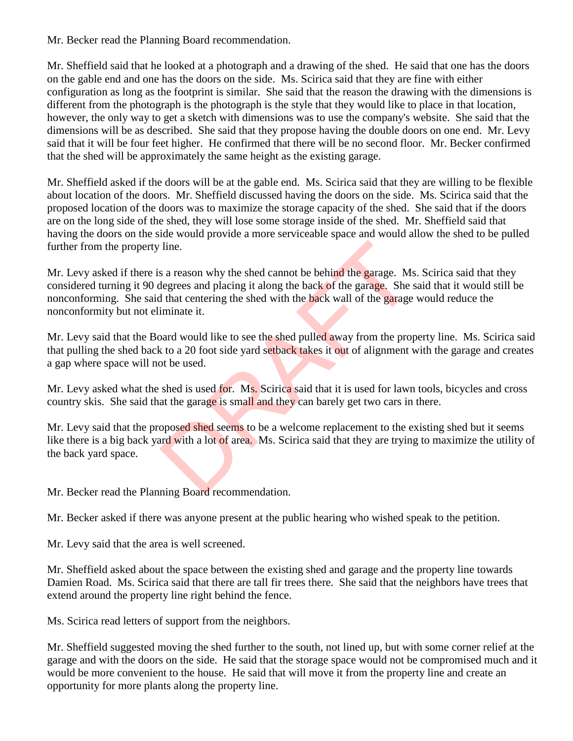Mr. Becker read the Planning Board recommendation.

Mr. Sheffield said that he looked at a photograph and a drawing of the shed. He said that one has the doors on the gable end and one has the doors on the side. Ms. Scirica said that they are fine with either configuration as long as the footprint is similar. She said that the reason the drawing with the dimensions is different from the photograph is the photograph is the style that they would like to place in that location, however, the only way to get a sketch with dimensions was to use the company's website. She said that the dimensions will be as described. She said that they propose having the double doors on one end. Mr. Levy said that it will be four feet higher. He confirmed that there will be no second floor. Mr. Becker confirmed that the shed will be approximately the same height as the existing garage.

Mr. Sheffield asked if the doors will be at the gable end. Ms. Scirica said that they are willing to be flexible about location of the doors. Mr. Sheffield discussed having the doors on the side. Ms. Scirica said that the proposed location of the doors was to maximize the storage capacity of the shed. She said that if the doors are on the long side of the shed, they will lose some storage inside of the shed. Mr. Sheffield said that having the doors on the side would provide a more serviceable space and would allow the shed to be pulled further from the property line.

Mr. Levy asked if there is a reason why the shed cannot be behind the garage. Ms. Scirica said that they considered turning it 90 degrees and placing it along the back of the garage. She said that it would still be nonconforming. She said that centering the shed with the back wall of the garage would reduce the nonconformity but not eliminate it.

Mr. Levy said that the Board would like to see the shed pulled away from the property line. Ms. Scirica said that pulling the shed back to a 20 foot side yard setback takes it out of alignment with the garage and creates a gap where space will not be used.

Mr. Levy asked what the shed is used for. Ms. Scirica said that it is used for lawn tools, bicycles and cross country skis. She said that the garage is small and they can barely get two cars in there.

Mr. Levy said that the proposed shed seems to be a welcome replacement to the existing shed but it seems like there is a big back yard with a lot of area. Ms. Scirica said that they are trying to maximize the utility of the back yard space.

Mr. Becker read the Planning Board recommendation.

Mr. Becker asked if there was anyone present at the public hearing who wished speak to the petition.

Mr. Levy said that the area is well screened.

Mr. Sheffield asked about the space between the existing shed and garage and the property line towards Damien Road. Ms. Scirica said that there are tall fir trees there. She said that the neighbors have trees that extend around the property line right behind the fence.

Ms. Scirica read letters of support from the neighbors.

Mr. Sheffield suggested moving the shed further to the south, not lined up, but with some corner relief at the garage and with the doors on the side. He said that the storage space would not be compromised much and it would be more convenient to the house. He said that will move it from the property line and create an opportunity for more plants along the property line.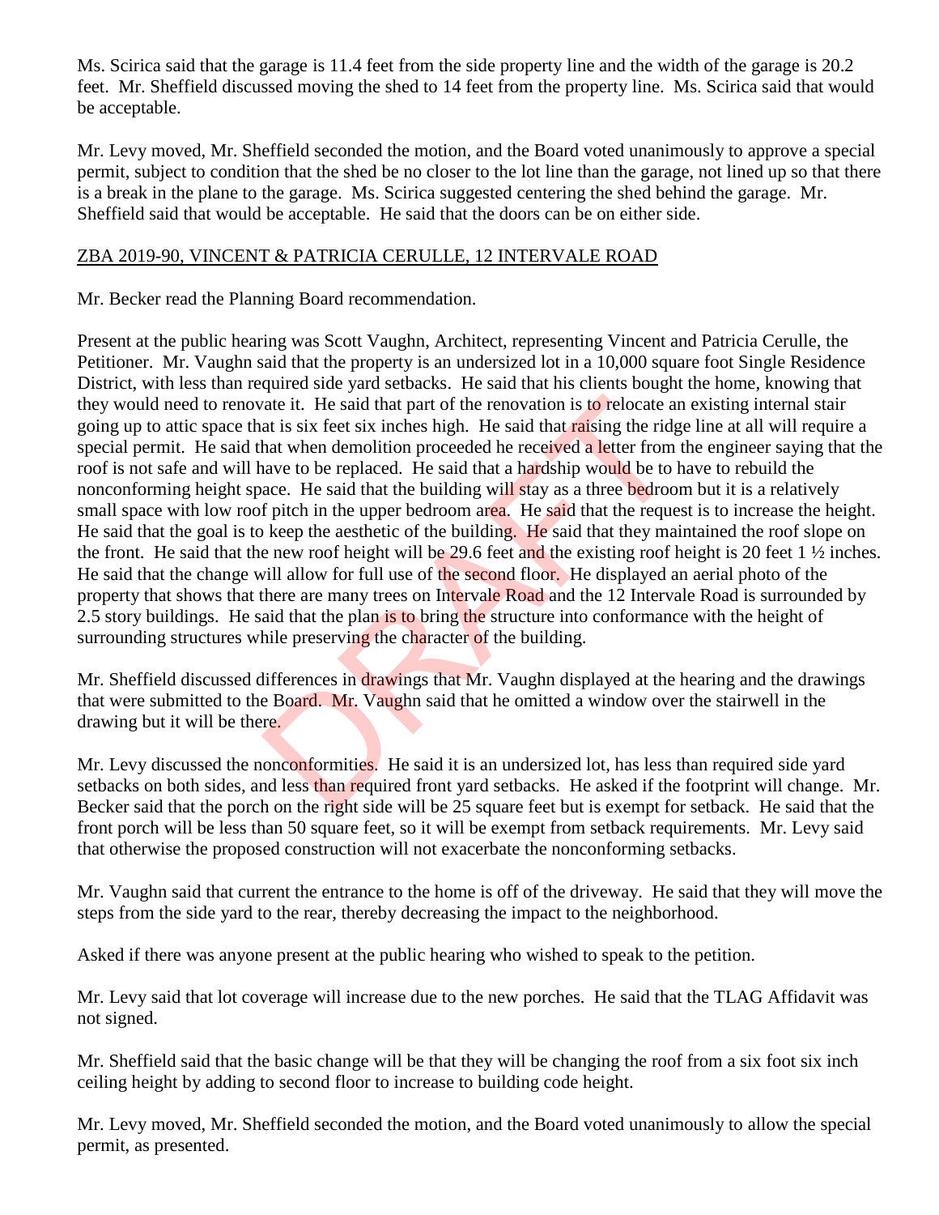Ms. Scirica said that the garage is 11.4 feet from the side property line and the width of the garage is 20.2 feet. Mr. Sheffield discussed moving the shed to 14 feet from the property line. Ms. Scirica said that would be acceptable.

Mr. Levy moved, Mr. Sheffield seconded the motion, and the Board voted unanimously to approve a special permit, subject to condition that the shed be no closer to the lot line than the garage, not lined up so that there is a break in the plane to the garage. Ms. Scirica suggested centering the shed behind the garage. Mr. Sheffield said that would be acceptable. He said that the doors can be on either side.

ZBA 2019-90, VINCENT & PATRICIA CERULLE, 12 INTERVALE ROAD

Mr. Becker read the Planning Board recommendation.

Present at the public hearing was Scott Vaughn, Architect, representing Vincent and Patricia Cerulle, the Petitioner. Mr. Vaughn said that the property is an undersized lot in a 10,000 square foot Single Residence District, with less than required side yard setbacks. He said that his clients bought the home, knowing that they would need to renovate it. He said that part of the renovation is to relocate an existing internal stair going up to attic space that is six feet six inches high. He said that raising the ridge line at all will require a special permit. He said that when demolition proceeded he received a letter from the engineer saying that the roof is not safe and will have to be replaced. He said that a hardship would be to have to rebuild the nonconforming height space. He said that the building will stay as a three bedroom but it is a relatively small space with low roof pitch in the upper bedroom area. He said that the request is to increase the height. He said that the goal is to keep the aesthetic of the building. He said that they maintained the roof slope on the front. He said that the new roof height will be 29.6 feet and the existing roof height is 20 feet 1 ½ inches. He said that the change will allow for full use of the second floor. He displayed an aerial photo of the property that shows that there are many trees on Intervale Road and the 12 Intervale Road is surrounded by 2.5 story buildings. He said that the plan is to bring the structure into conformance with the height of surrounding structures while preserving the character of the building.

Mr. Sheffield discussed differences in drawings that Mr. Vaughn displayed at the hearing and the drawings that were submitted to the Board. Mr. Vaughn said that he omitted a window over the stairwell in the drawing but it will be there.

Mr. Levy discussed the nonconformities. He said it is an undersized lot, has less than required side yard setbacks on both sides, and less than required front yard setbacks. He asked if the footprint will change. Mr. Becker said that the porch on the right side will be 25 square feet but is exempt for setback. He said that the front porch will be less than 50 square feet, so it will be exempt from setback requirements. Mr. Levy said that otherwise the proposed construction will not exacerbate the nonconforming setbacks.

Mr. Vaughn said that current the entrance to the home is off of the driveway. He said that they will move the steps from the side yard to the rear, thereby decreasing the impact to the neighborhood.

Asked if there was anyone present at the public hearing who wished to speak to the petition.

Mr. Levy said that lot coverage will increase due to the new porches. He said that the TLAG Affidavit was not signed.

Mr. Sheffield said that the basic change will be that they will be changing the roof from a six foot six inch ceiling height by adding to second floor to increase to building code height.

Mr. Levy moved, Mr. Sheffield seconded the motion, and the Board voted unanimously to allow the special permit, as presented.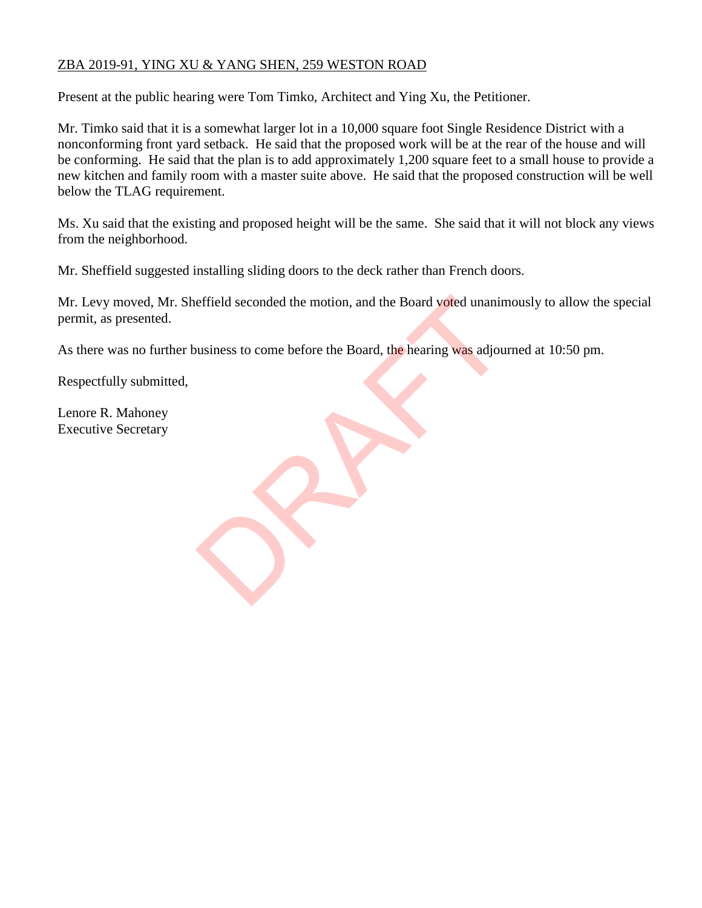ZBA 2019-91, YING XU & YANG SHEN, 259 WESTON ROAD

Present at the public hearing were Tom Timko, Architect and Ying Xu, the Petitioner.

Mr. Timko said that it is a somewhat larger lot in a 10,000 square foot Single Residence District with a nonconforming front yard setback. He said that the proposed work will be at the rear of the house and will be conforming. He said that the plan is to add approximately 1,200 square feet to a small house to provide a new kitchen and family room with a master suite above. He said that the proposed construction will be well below the TLAG requirement.

Ms. Xu said that the existing and proposed height will be the same. She said that it will not block any views from the neighborhood.

Mr. Sheffield suggested installing sliding doors to the deck rather than French doors.

Mr. Levy moved, Mr. Sheffield seconded the motion, and the Board voted unanimously to allow the special permit, as presented.

As there was no further business to come before the Board, the hearing was adjourned at 10:50 pm.

Respectfully submitted,

Lenore R. Mahoney
Executive Secretary

DRAFT